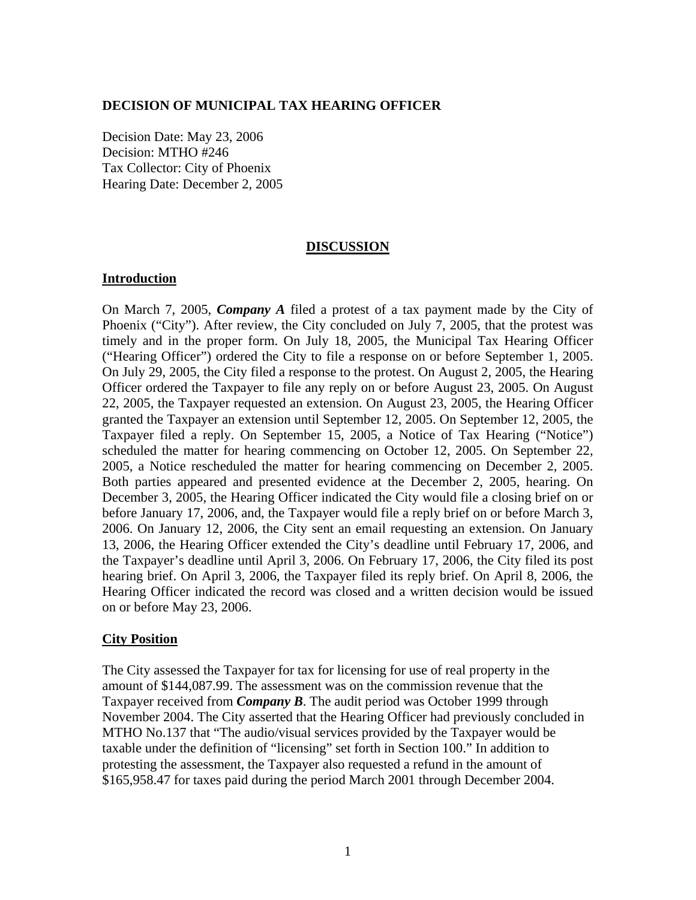**DECISION OF MUNICIPAL TAX HEARING OFFICER**

Decision Date: May 23, 2006
Decision: MTHO #246
Tax Collector: City of Phoenix
Hearing Date: December 2, 2005

## DISCUSSION

### Introduction

On March 7, 2005, ***Company A*** filed a protest of a tax payment made by the City of Phoenix ("City"). After review, the City concluded on July 7, 2005, that the protest was timely and in the proper form. On July 18, 2005, the Municipal Tax Hearing Officer ("Hearing Officer") ordered the City to file a response on or before September 1, 2005. On July 29, 2005, the City filed a response to the protest. On August 2, 2005, the Hearing Officer ordered the Taxpayer to file any reply on or before August 23, 2005. On August 22, 2005, the Taxpayer requested an extension. On August 23, 2005, the Hearing Officer granted the Taxpayer an extension until September 12, 2005. On September 12, 2005, the Taxpayer filed a reply. On September 15, 2005, a Notice of Tax Hearing ("Notice") scheduled the matter for hearing commencing on October 12, 2005. On September 22, 2005, a Notice rescheduled the matter for hearing commencing on December 2, 2005. Both parties appeared and presented evidence at the December 2, 2005, hearing. On December 3, 2005, the Hearing Officer indicated the City would file a closing brief on or before January 17, 2006, and, the Taxpayer would file a reply brief on or before March 3, 2006. On January 12, 2006, the City sent an email requesting an extension. On January 13, 2006, the Hearing Officer extended the City's deadline until February 17, 2006, and the Taxpayer's deadline until April 3, 2006. On February 17, 2006, the City filed its post hearing brief. On April 3, 2006, the Taxpayer filed its reply brief. On April 8, 2006, the Hearing Officer indicated the record was closed and a written decision would be issued on or before May 23, 2006.

### City Position

The City assessed the Taxpayer for tax for licensing for use of real property in the amount of $144,087.99. The assessment was on the commission revenue that the Taxpayer received from ***Company B***. The audit period was October 1999 through November 2004. The City asserted that the Hearing Officer had previously concluded in MTHO No.137 that "The audio/visual services provided by the Taxpayer would be taxable under the definition of "licensing" set forth in Section 100." In addition to protesting the assessment, the Taxpayer also requested a refund in the amount of $165,958.47 for taxes paid during the period March 2001 through December 2004.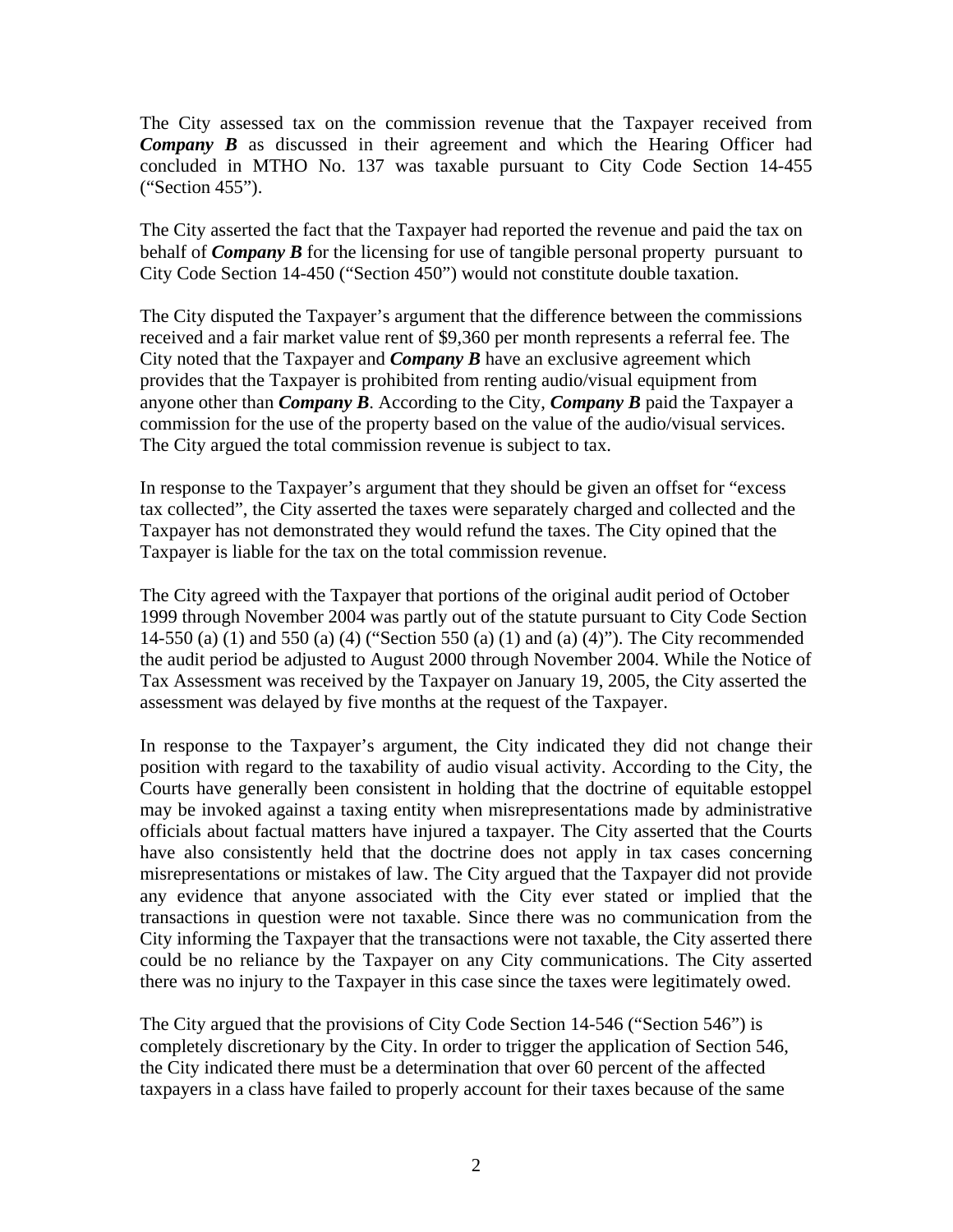The City assessed tax on the commission revenue that the Taxpayer received from ***Company B*** as discussed in their agreement and which the Hearing Officer had concluded in MTHO No. 137 was taxable pursuant to City Code Section 14-455 ("Section 455").

The City asserted the fact that the Taxpayer had reported the revenue and paid the tax on behalf of ***Company B*** for the licensing for use of tangible personal property pursuant to City Code Section 14-450 ("Section 450") would not constitute double taxation.

The City disputed the Taxpayer's argument that the difference between the commissions received and a fair market value rent of $9,360 per month represents a referral fee. The City noted that the Taxpayer and ***Company B*** have an exclusive agreement which provides that the Taxpayer is prohibited from renting audio/visual equipment from anyone other than ***Company B***. According to the City, ***Company B*** paid the Taxpayer a commission for the use of the property based on the value of the audio/visual services. The City argued the total commission revenue is subject to tax.

In response to the Taxpayer's argument that they should be given an offset for "excess tax collected", the City asserted the taxes were separately charged and collected and the Taxpayer has not demonstrated they would refund the taxes. The City opined that the Taxpayer is liable for the tax on the total commission revenue.

The City agreed with the Taxpayer that portions of the original audit period of October 1999 through November 2004 was partly out of the statute pursuant to City Code Section 14-550 (a) (1) and 550 (a) (4) ("Section 550 (a) (1) and (a) (4)"). The City recommended the audit period be adjusted to August 2000 through November 2004. While the Notice of Tax Assessment was received by the Taxpayer on January 19, 2005, the City asserted the assessment was delayed by five months at the request of the Taxpayer.

In response to the Taxpayer's argument, the City indicated they did not change their position with regard to the taxability of audio visual activity. According to the City, the Courts have generally been consistent in holding that the doctrine of equitable estoppel may be invoked against a taxing entity when misrepresentations made by administrative officials about factual matters have injured a taxpayer. The City asserted that the Courts have also consistently held that the doctrine does not apply in tax cases concerning misrepresentations or mistakes of law. The City argued that the Taxpayer did not provide any evidence that anyone associated with the City ever stated or implied that the transactions in question were not taxable. Since there was no communication from the City informing the Taxpayer that the transactions were not taxable, the City asserted there could be no reliance by the Taxpayer on any City communications. The City asserted there was no injury to the Taxpayer in this case since the taxes were legitimately owed.

The City argued that the provisions of City Code Section 14-546 ("Section 546") is completely discretionary by the City. In order to trigger the application of Section 546, the City indicated there must be a determination that over 60 percent of the affected taxpayers in a class have failed to properly account for their taxes because of the same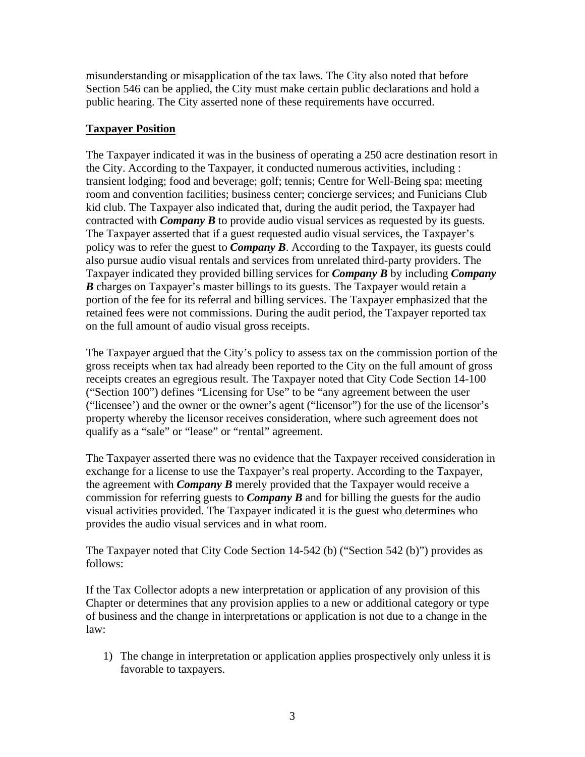misunderstanding or misapplication of the tax laws. The City also noted that before Section 546 can be applied, the City must make certain public declarations and hold a public hearing. The City asserted none of these requirements have occurred.

**Taxpayer Position**

The Taxpayer indicated it was in the business of operating a 250 acre destination resort in the City. According to the Taxpayer, it conducted numerous activities, including : transient lodging; food and beverage; golf; tennis; Centre for Well-Being spa; meeting room and convention facilities; business center; concierge services; and Funicians Club kid club. The Taxpayer also indicated that, during the audit period, the Taxpayer had contracted with ***Company B*** to provide audio visual services as requested by its guests. The Taxpayer asserted that if a guest requested audio visual services, the Taxpayer's policy was to refer the guest to ***Company B***. According to the Taxpayer, its guests could also pursue audio visual rentals and services from unrelated third-party providers. The Taxpayer indicated they provided billing services for ***Company B*** by including ***Company B*** charges on Taxpayer's master billings to its guests. The Taxpayer would retain a portion of the fee for its referral and billing services. The Taxpayer emphasized that the retained fees were not commissions. During the audit period, the Taxpayer reported tax on the full amount of audio visual gross receipts.

The Taxpayer argued that the City's policy to assess tax on the commission portion of the gross receipts when tax had already been reported to the City on the full amount of gross receipts creates an egregious result. The Taxpayer noted that City Code Section 14-100 ("Section 100") defines "Licensing for Use" to be "any agreement between the user ("licensee') and the owner or the owner's agent ("licensor") for the use of the licensor's property whereby the licensor receives consideration, where such agreement does not qualify as a "sale" or "lease" or "rental" agreement.

The Taxpayer asserted there was no evidence that the Taxpayer received consideration in exchange for a license to use the Taxpayer's real property. According to the Taxpayer, the agreement with ***Company B*** merely provided that the Taxpayer would receive a commission for referring guests to ***Company B*** and for billing the guests for the audio visual activities provided. The Taxpayer indicated it is the guest who determines who provides the audio visual services and in what room.

The Taxpayer noted that City Code Section 14-542 (b) ("Section 542 (b)") provides as follows:

If the Tax Collector adopts a new interpretation or application of any provision of this Chapter or determines that any provision applies to a new or additional category or type of business and the change in interpretations or application is not due to a change in the law:

1) The change in interpretation or application applies prospectively only unless it is favorable to taxpayers.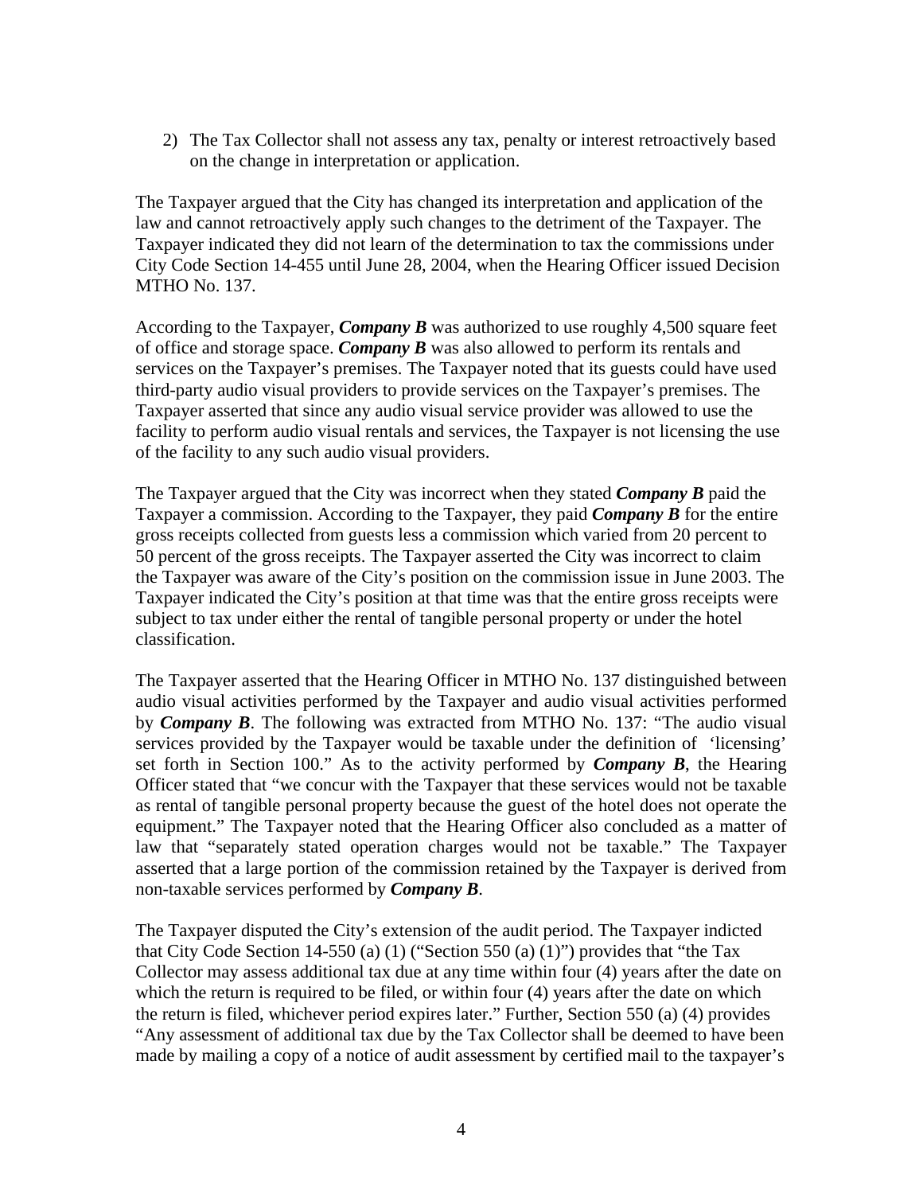2) The Tax Collector shall not assess any tax, penalty or interest retroactively based on the change in interpretation or application.

The Taxpayer argued that the City has changed its interpretation and application of the law and cannot retroactively apply such changes to the detriment of the Taxpayer. The Taxpayer indicated they did not learn of the determination to tax the commissions under City Code Section 14-455 until June 28, 2004, when the Hearing Officer issued Decision MTHO No. 137.

According to the Taxpayer, ***Company B*** was authorized to use roughly 4,500 square feet of office and storage space. ***Company B*** was also allowed to perform its rentals and services on the Taxpayer's premises. The Taxpayer noted that its guests could have used third-party audio visual providers to provide services on the Taxpayer's premises. The Taxpayer asserted that since any audio visual service provider was allowed to use the facility to perform audio visual rentals and services, the Taxpayer is not licensing the use of the facility to any such audio visual providers.

The Taxpayer argued that the City was incorrect when they stated ***Company B*** paid the Taxpayer a commission. According to the Taxpayer, they paid ***Company B*** for the entire gross receipts collected from guests less a commission which varied from 20 percent to 50 percent of the gross receipts. The Taxpayer asserted the City was incorrect to claim the Taxpayer was aware of the City's position on the commission issue in June 2003. The Taxpayer indicated the City's position at that time was that the entire gross receipts were subject to tax under either the rental of tangible personal property or under the hotel classification.

The Taxpayer asserted that the Hearing Officer in MTHO No. 137 distinguished between audio visual activities performed by the Taxpayer and audio visual activities performed by ***Company B***. The following was extracted from MTHO No. 137: "The audio visual services provided by the Taxpayer would be taxable under the definition of 'licensing' set forth in Section 100." As to the activity performed by ***Company B***, the Hearing Officer stated that "we concur with the Taxpayer that these services would not be taxable as rental of tangible personal property because the guest of the hotel does not operate the equipment." The Taxpayer noted that the Hearing Officer also concluded as a matter of law that "separately stated operation charges would not be taxable." The Taxpayer asserted that a large portion of the commission retained by the Taxpayer is derived from non-taxable services performed by ***Company B***.

The Taxpayer disputed the City's extension of the audit period. The Taxpayer indicted that City Code Section 14-550 (a) (1) ("Section 550 (a) (1)") provides that "the Tax Collector may assess additional tax due at any time within four (4) years after the date on which the return is required to be filed, or within four (4) years after the date on which the return is filed, whichever period expires later." Further, Section 550 (a) (4) provides "Any assessment of additional tax due by the Tax Collector shall be deemed to have been made by mailing a copy of a notice of audit assessment by certified mail to the taxpayer's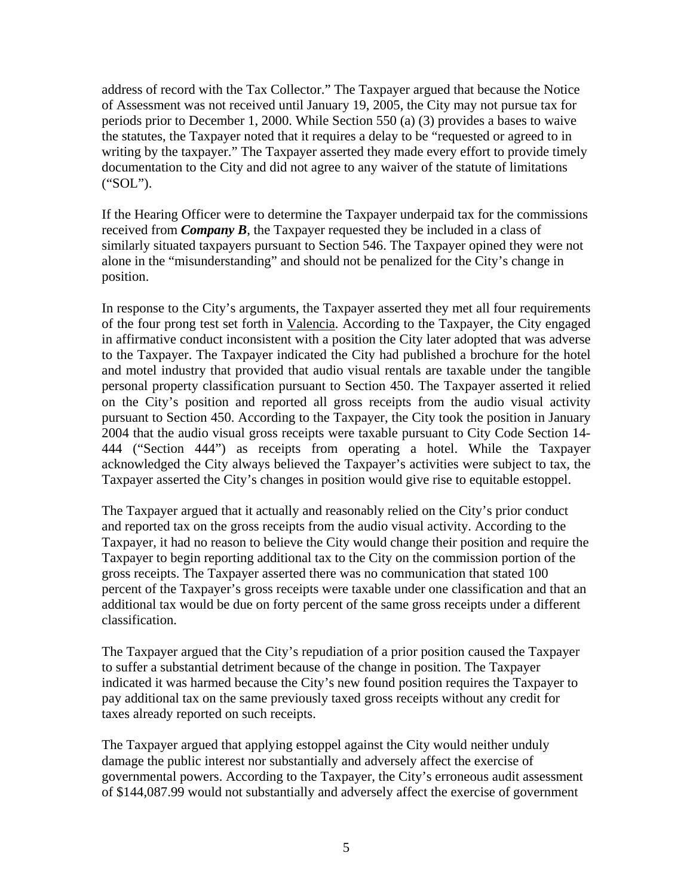address of record with the Tax Collector." The Taxpayer argued that because the Notice of Assessment was not received until January 19, 2005, the City may not pursue tax for periods prior to December 1, 2000. While Section 550 (a) (3) provides a bases to waive the statutes, the Taxpayer noted that it requires a delay to be "requested or agreed to in writing by the taxpayer." The Taxpayer asserted they made every effort to provide timely documentation to the City and did not agree to any waiver of the statute of limitations ("SOL").

If the Hearing Officer were to determine the Taxpayer underpaid tax for the commissions received from ***Company B***, the Taxpayer requested they be included in a class of similarly situated taxpayers pursuant to Section 546. The Taxpayer opined they were not alone in the "misunderstanding" and should not be penalized for the City's change in position.

In response to the City's arguments, the Taxpayer asserted they met all four requirements of the four prong test set forth in Valencia. According to the Taxpayer, the City engaged in affirmative conduct inconsistent with a position the City later adopted that was adverse to the Taxpayer. The Taxpayer indicated the City had published a brochure for the hotel and motel industry that provided that audio visual rentals are taxable under the tangible personal property classification pursuant to Section 450. The Taxpayer asserted it relied on the City's position and reported all gross receipts from the audio visual activity pursuant to Section 450. According to the Taxpayer, the City took the position in January 2004 that the audio visual gross receipts were taxable pursuant to City Code Section 14-444 ("Section 444") as receipts from operating a hotel. While the Taxpayer acknowledged the City always believed the Taxpayer's activities were subject to tax, the Taxpayer asserted the City's changes in position would give rise to equitable estoppel.

The Taxpayer argued that it actually and reasonably relied on the City's prior conduct and reported tax on the gross receipts from the audio visual activity. According to the Taxpayer, it had no reason to believe the City would change their position and require the Taxpayer to begin reporting additional tax to the City on the commission portion of the gross receipts. The Taxpayer asserted there was no communication that stated 100 percent of the Taxpayer's gross receipts were taxable under one classification and that an additional tax would be due on forty percent of the same gross receipts under a different classification.

The Taxpayer argued that the City's repudiation of a prior position caused the Taxpayer to suffer a substantial detriment because of the change in position. The Taxpayer indicated it was harmed because the City's new found position requires the Taxpayer to pay additional tax on the same previously taxed gross receipts without any credit for taxes already reported on such receipts.

The Taxpayer argued that applying estoppel against the City would neither unduly damage the public interest nor substantially and adversely affect the exercise of governmental powers. According to the Taxpayer, the City's erroneous audit assessment of $144,087.99 would not substantially and adversely affect the exercise of government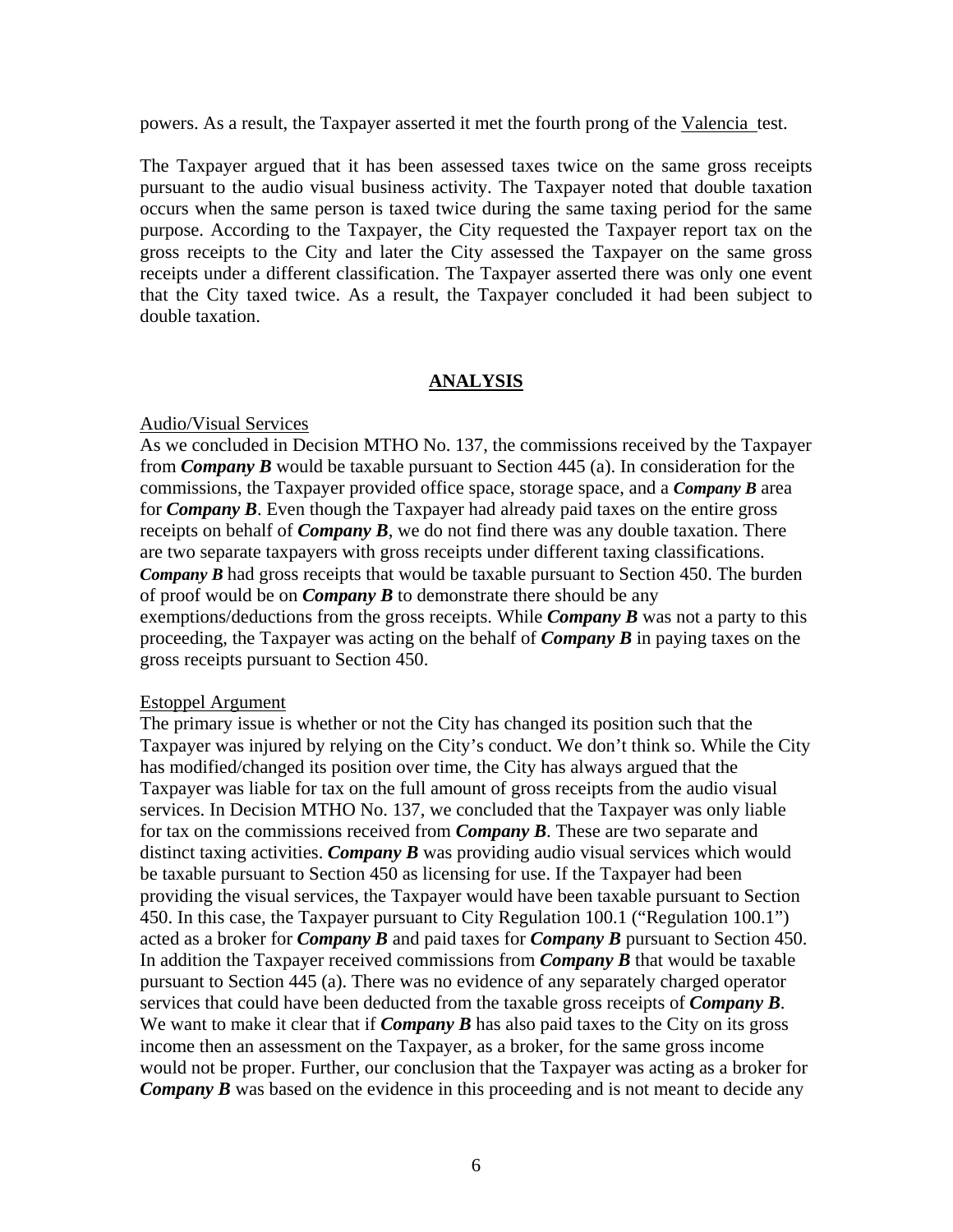powers. As a result, the Taxpayer asserted it met the fourth prong of the Valencia test.

The Taxpayer argued that it has been assessed taxes twice on the same gross receipts pursuant to the audio visual business activity. The Taxpayer noted that double taxation occurs when the same person is taxed twice during the same taxing period for the same purpose. According to the Taxpayer, the City requested the Taxpayer report tax on the gross receipts to the City and later the City assessed the Taxpayer on the same gross receipts under a different classification. The Taxpayer asserted there was only one event that the City taxed twice. As a result, the Taxpayer concluded it had been subject to double taxation.

## ANALYSIS

Audio/Visual Services

As we concluded in Decision MTHO No. 137, the commissions received by the Taxpayer from ***Company B*** would be taxable pursuant to Section 445 (a). In consideration for the commissions, the Taxpayer provided office space, storage space, and a ***Company B*** area for ***Company B***. Even though the Taxpayer had already paid taxes on the entire gross receipts on behalf of ***Company B***, we do not find there was any double taxation. There are two separate taxpayers with gross receipts under different taxing classifications. ***Company B*** had gross receipts that would be taxable pursuant to Section 450. The burden of proof would be on ***Company B*** to demonstrate there should be any exemptions/deductions from the gross receipts. While ***Company B*** was not a party to this proceeding, the Taxpayer was acting on the behalf of ***Company B*** in paying taxes on the gross receipts pursuant to Section 450.

Estoppel Argument

The primary issue is whether or not the City has changed its position such that the Taxpayer was injured by relying on the City's conduct. We don't think so. While the City has modified/changed its position over time, the City has always argued that the Taxpayer was liable for tax on the full amount of gross receipts from the audio visual services. In Decision MTHO No. 137, we concluded that the Taxpayer was only liable for tax on the commissions received from ***Company B***. These are two separate and distinct taxing activities. ***Company B*** was providing audio visual services which would be taxable pursuant to Section 450 as licensing for use. If the Taxpayer had been providing the visual services, the Taxpayer would have been taxable pursuant to Section 450. In this case, the Taxpayer pursuant to City Regulation 100.1 ("Regulation 100.1") acted as a broker for ***Company B*** and paid taxes for ***Company B*** pursuant to Section 450. In addition the Taxpayer received commissions from ***Company B*** that would be taxable pursuant to Section 445 (a). There was no evidence of any separately charged operator services that could have been deducted from the taxable gross receipts of ***Company B***. We want to make it clear that if ***Company B*** has also paid taxes to the City on its gross income then an assessment on the Taxpayer, as a broker, for the same gross income would not be proper. Further, our conclusion that the Taxpayer was acting as a broker for ***Company B*** was based on the evidence in this proceeding and is not meant to decide any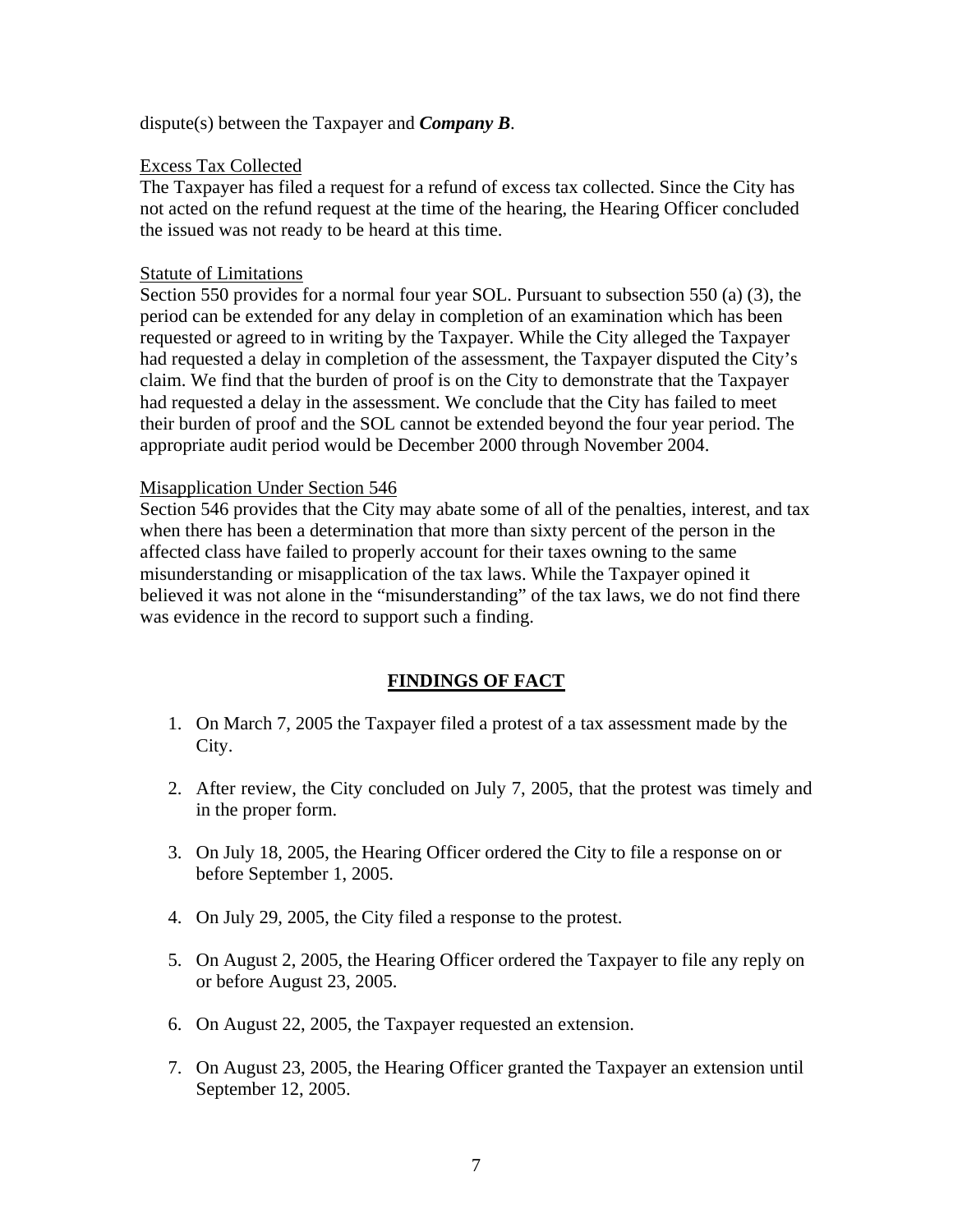dispute(s) between the Taxpayer and ***Company B***.

Excess Tax Collected

The Taxpayer has filed a request for a refund of excess tax collected. Since the City has not acted on the refund request at the time of the hearing, the Hearing Officer concluded the issued was not ready to be heard at this time.

Statute of Limitations

Section 550 provides for a normal four year SOL. Pursuant to subsection 550 (a) (3), the period can be extended for any delay in completion of an examination which has been requested or agreed to in writing by the Taxpayer. While the City alleged the Taxpayer had requested a delay in completion of the assessment, the Taxpayer disputed the City's claim. We find that the burden of proof is on the City to demonstrate that the Taxpayer had requested a delay in the assessment. We conclude that the City has failed to meet their burden of proof and the SOL cannot be extended beyond the four year period. The appropriate audit period would be December 2000 through November 2004.

Misapplication Under Section 546

Section 546 provides that the City may abate some of all of the penalties, interest, and tax when there has been a determination that more than sixty percent of the person in the affected class have failed to properly account for their taxes owning to the same misunderstanding or misapplication of the tax laws. While the Taxpayer opined it believed it was not alone in the "misunderstanding" of the tax laws, we do not find there was evidence in the record to support such a finding.

## FINDINGS OF FACT

1. On March 7, 2005 the Taxpayer filed a protest of a tax assessment made by the City.
2. After review, the City concluded on July 7, 2005, that the protest was timely and in the proper form.
3. On July 18, 2005, the Hearing Officer ordered the City to file a response on or before September 1, 2005.
4. On July 29, 2005, the City filed a response to the protest.
5. On August 2, 2005, the Hearing Officer ordered the Taxpayer to file any reply on or before August 23, 2005.
6. On August 22, 2005, the Taxpayer requested an extension.
7. On August 23, 2005, the Hearing Officer granted the Taxpayer an extension until September 12, 2005.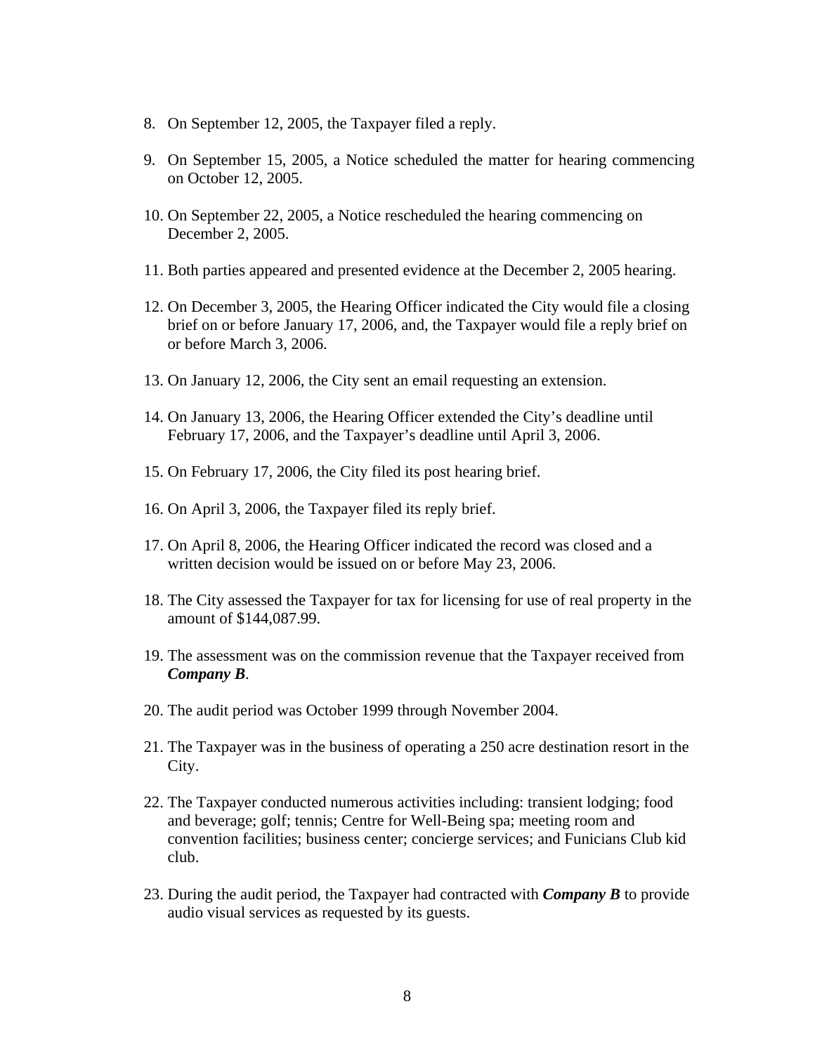8. On September 12, 2005, the Taxpayer filed a reply.

9. On September 15, 2005, a Notice scheduled the matter for hearing commencing on October 12, 2005.

10. On September 22, 2005, a Notice rescheduled the hearing commencing on December 2, 2005.

11. Both parties appeared and presented evidence at the December 2, 2005 hearing.

12. On December 3, 2005, the Hearing Officer indicated the City would file a closing brief on or before January 17, 2006, and, the Taxpayer would file a reply brief on or before March 3, 2006.

13. On January 12, 2006, the City sent an email requesting an extension.

14. On January 13, 2006, the Hearing Officer extended the City's deadline until February 17, 2006, and the Taxpayer's deadline until April 3, 2006.

15. On February 17, 2006, the City filed its post hearing brief.

16. On April 3, 2006, the Taxpayer filed its reply brief.

17. On April 8, 2006, the Hearing Officer indicated the record was closed and a written decision would be issued on or before May 23, 2006.

18. The City assessed the Taxpayer for tax for licensing for use of real property in the amount of $144,087.99.

19. The assessment was on the commission revenue that the Taxpayer received from ***Company B***.

20. The audit period was October 1999 through November 2004.

21. The Taxpayer was in the business of operating a 250 acre destination resort in the City.

22. The Taxpayer conducted numerous activities including: transient lodging; food and beverage; golf; tennis; Centre for Well-Being spa; meeting room and convention facilities; business center; concierge services; and Funicians Club kid club.

23. During the audit period, the Taxpayer had contracted with ***Company B*** to provide audio visual services as requested by its guests.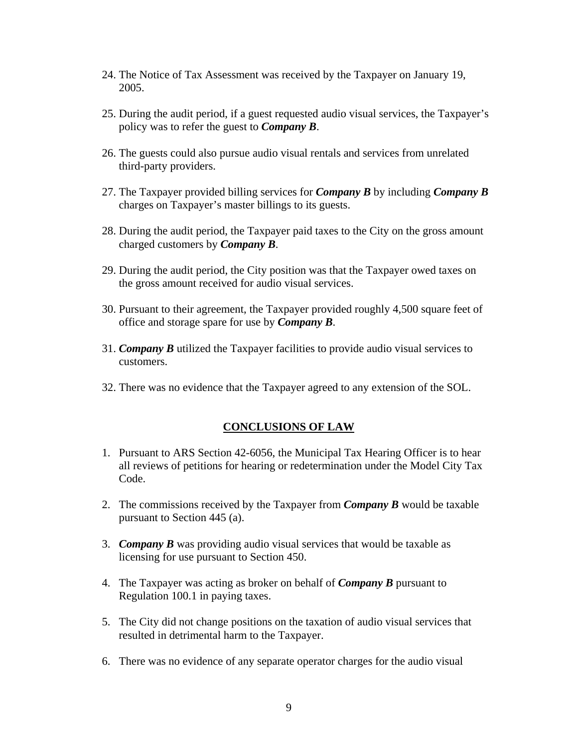24. The Notice of Tax Assessment was received by the Taxpayer on January 19, 2005.

25. During the audit period, if a guest requested audio visual services, the Taxpayer's policy was to refer the guest to ***Company B***.

26. The guests could also pursue audio visual rentals and services from unrelated third-party providers.

27. The Taxpayer provided billing services for ***Company B*** by including ***Company B*** charges on Taxpayer's master billings to its guests.

28. During the audit period, the Taxpayer paid taxes to the City on the gross amount charged customers by ***Company B***.

29. During the audit period, the City position was that the Taxpayer owed taxes on the gross amount received for audio visual services.

30. Pursuant to their agreement, the Taxpayer provided roughly 4,500 square feet of office and storage spare for use by ***Company B***.

31. ***Company B*** utilized the Taxpayer facilities to provide audio visual services to customers.

32. There was no evidence that the Taxpayer agreed to any extension of the SOL.

## CONCLUSIONS OF LAW

1. Pursuant to ARS Section 42-6056, the Municipal Tax Hearing Officer is to hear all reviews of petitions for hearing or redetermination under the Model City Tax Code.

2. The commissions received by the Taxpayer from ***Company B*** would be taxable pursuant to Section 445 (a).

3. ***Company B*** was providing audio visual services that would be taxable as licensing for use pursuant to Section 450.

4. The Taxpayer was acting as broker on behalf of ***Company B*** pursuant to Regulation 100.1 in paying taxes.

5. The City did not change positions on the taxation of audio visual services that resulted in detrimental harm to the Taxpayer.

6. There was no evidence of any separate operator charges for the audio visual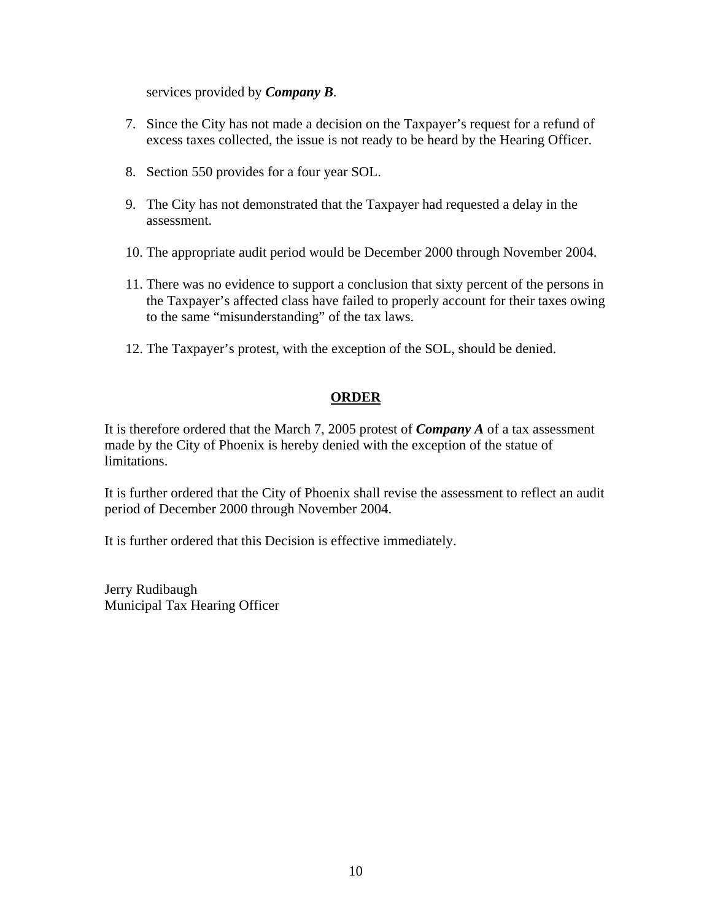services provided by ***Company B***.

7. Since the City has not made a decision on the Taxpayer's request for a refund of excess taxes collected, the issue is not ready to be heard by the Hearing Officer.

8. Section 550 provides for a four year SOL.

9. The City has not demonstrated that the Taxpayer had requested a delay in the assessment.

10. The appropriate audit period would be December 2000 through November 2004.

11. There was no evidence to support a conclusion that sixty percent of the persons in the Taxpayer's affected class have failed to properly account for their taxes owing to the same "misunderstanding" of the tax laws.

12. The Taxpayer's protest, with the exception of the SOL, should be denied.

## **ORDER**

It is therefore ordered that the March 7, 2005 protest of ***Company A*** of a tax assessment made by the City of Phoenix is hereby denied with the exception of the statue of limitations.

It is further ordered that the City of Phoenix shall revise the assessment to reflect an audit period of December 2000 through November 2004.

It is further ordered that this Decision is effective immediately.

Jerry Rudibaugh
Municipal Tax Hearing Officer